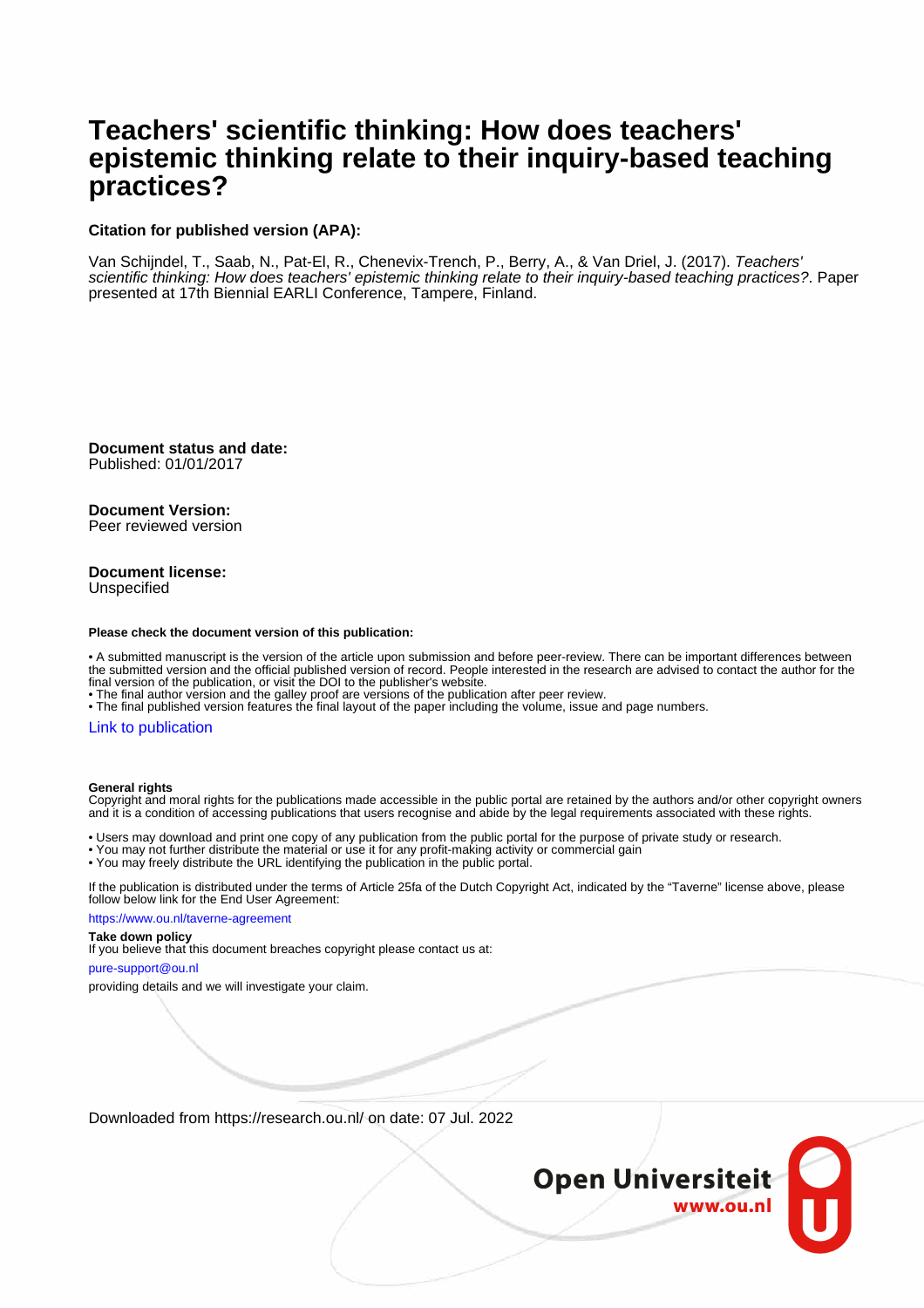# Teachers' scientific thinking: How does teachers' epistemic thinking relate to their inquiry-based teaching practices?

**Citation for published version (APA):**

Van Schijndel, T., Saab, N., Pat-El, R., Chenevix-Trench, P., Berry, A., & Van Driel, J. (2017). *Teachers' scientific thinking: How does teachers' epistemic thinking relate to their inquiry-based teaching practices?*. Paper presented at 17th Biennial EARLI Conference, Tampere, Finland.

**Document status and date:**
Published: 01/01/2017

**Document Version:**
Peer reviewed version

**Document license:**
Unspecified

**Please check the document version of this publication:**

- A submitted manuscript is the version of the article upon submission and before peer-review. There can be important differences between the submitted version and the official published version of record. People interested in the research are advised to contact the author for the final version of the publication, or visit the DOI to the publisher's website.
- The final author version and the galley proof are versions of the publication after peer review.
- The final published version features the final layout of the paper including the volume, issue and page numbers.

Link to publication

**General rights**
Copyright and moral rights for the publications made accessible in the public portal are retained by the authors and/or other copyright owners and it is a condition of accessing publications that users recognise and abide by the legal requirements associated with these rights.

- Users may download and print one copy of any publication from the public portal for the purpose of private study or research.
- You may not further distribute the material or use it for any profit-making activity or commercial gain
- You may freely distribute the URL identifying the publication in the public portal.

If the publication is distributed under the terms of Article 25fa of the Dutch Copyright Act, indicated by the "Taverne" license above, please follow below link for the End User Agreement:

https://www.ou.nl/taverne-agreement

**Take down policy**
If you believe that this document breaches copyright please contact us at:

pure-support@ou.nl

providing details and we will investigate your claim.

Downloaded from https://research.ou.nl/ on date: 07 Jul. 2022

Open Universiteit
www.ou.nl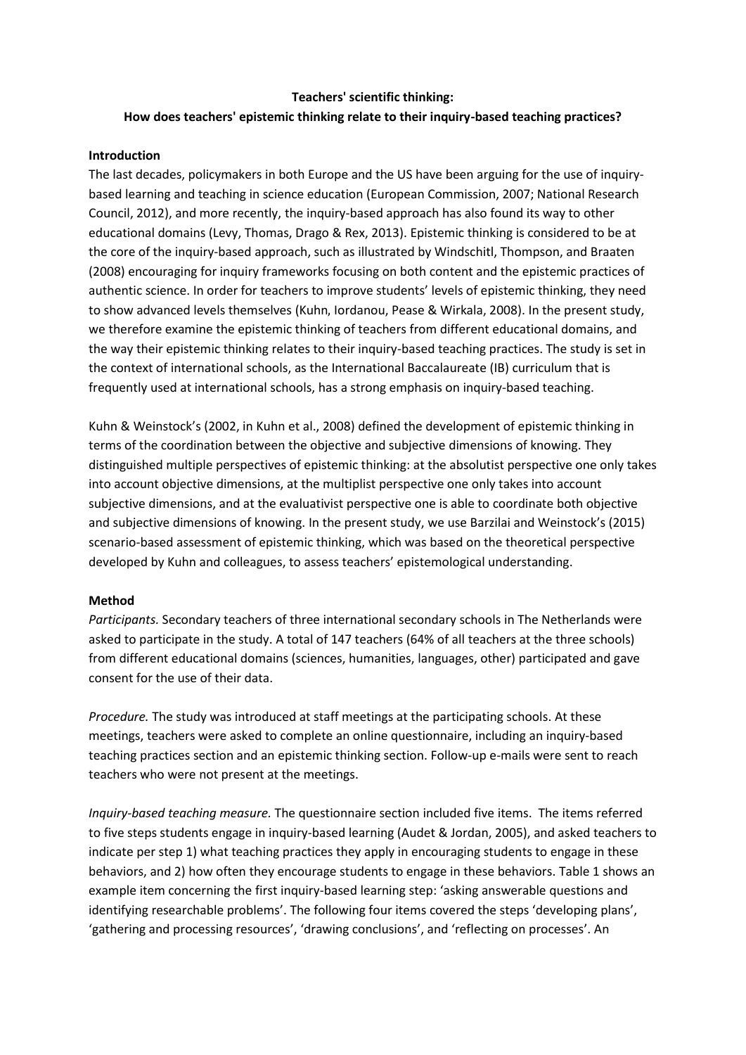**Teachers' scientific thinking:**
**How does teachers' epistemic thinking relate to their inquiry-based teaching practices?**

**Introduction**

The last decades, policymakers in both Europe and the US have been arguing for the use of inquiry-based learning and teaching in science education (European Commission, 2007; National Research Council, 2012), and more recently, the inquiry-based approach has also found its way to other educational domains (Levy, Thomas, Drago & Rex, 2013). Epistemic thinking is considered to be at the core of the inquiry-based approach, such as illustrated by Windschitl, Thompson, and Braaten (2008) encouraging for inquiry frameworks focusing on both content and the epistemic practices of authentic science. In order for teachers to improve students' levels of epistemic thinking, they need to show advanced levels themselves (Kuhn, Iordanou, Pease & Wirkala, 2008). In the present study, we therefore examine the epistemic thinking of teachers from different educational domains, and the way their epistemic thinking relates to their inquiry-based teaching practices. The study is set in the context of international schools, as the International Baccalaureate (IB) curriculum that is frequently used at international schools, has a strong emphasis on inquiry-based teaching.

Kuhn & Weinstock's (2002, in Kuhn et al., 2008) defined the development of epistemic thinking in terms of the coordination between the objective and subjective dimensions of knowing. They distinguished multiple perspectives of epistemic thinking: at the absolutist perspective one only takes into account objective dimensions, at the multiplist perspective one only takes into account subjective dimensions, and at the evaluativist perspective one is able to coordinate both objective and subjective dimensions of knowing. In the present study, we use Barzilai and Weinstock's (2015) scenario-based assessment of epistemic thinking, which was based on the theoretical perspective developed by Kuhn and colleagues, to assess teachers' epistemological understanding.

**Method**

*Participants.* Secondary teachers of three international secondary schools in The Netherlands were asked to participate in the study. A total of 147 teachers (64% of all teachers at the three schools) from different educational domains (sciences, humanities, languages, other) participated and gave consent for the use of their data.

*Procedure.* The study was introduced at staff meetings at the participating schools. At these meetings, teachers were asked to complete an online questionnaire, including an inquiry-based teaching practices section and an epistemic thinking section. Follow-up e-mails were sent to reach teachers who were not present at the meetings.

*Inquiry-based teaching measure.* The questionnaire section included five items. The items referred to five steps students engage in inquiry-based learning (Audet & Jordan, 2005), and asked teachers to indicate per step 1) what teaching practices they apply in encouraging students to engage in these behaviors, and 2) how often they encourage students to engage in these behaviors. Table 1 shows an example item concerning the first inquiry-based learning step: 'asking answerable questions and identifying researchable problems'. The following four items covered the steps 'developing plans', 'gathering and processing resources', 'drawing conclusions', and 'reflecting on processes'. An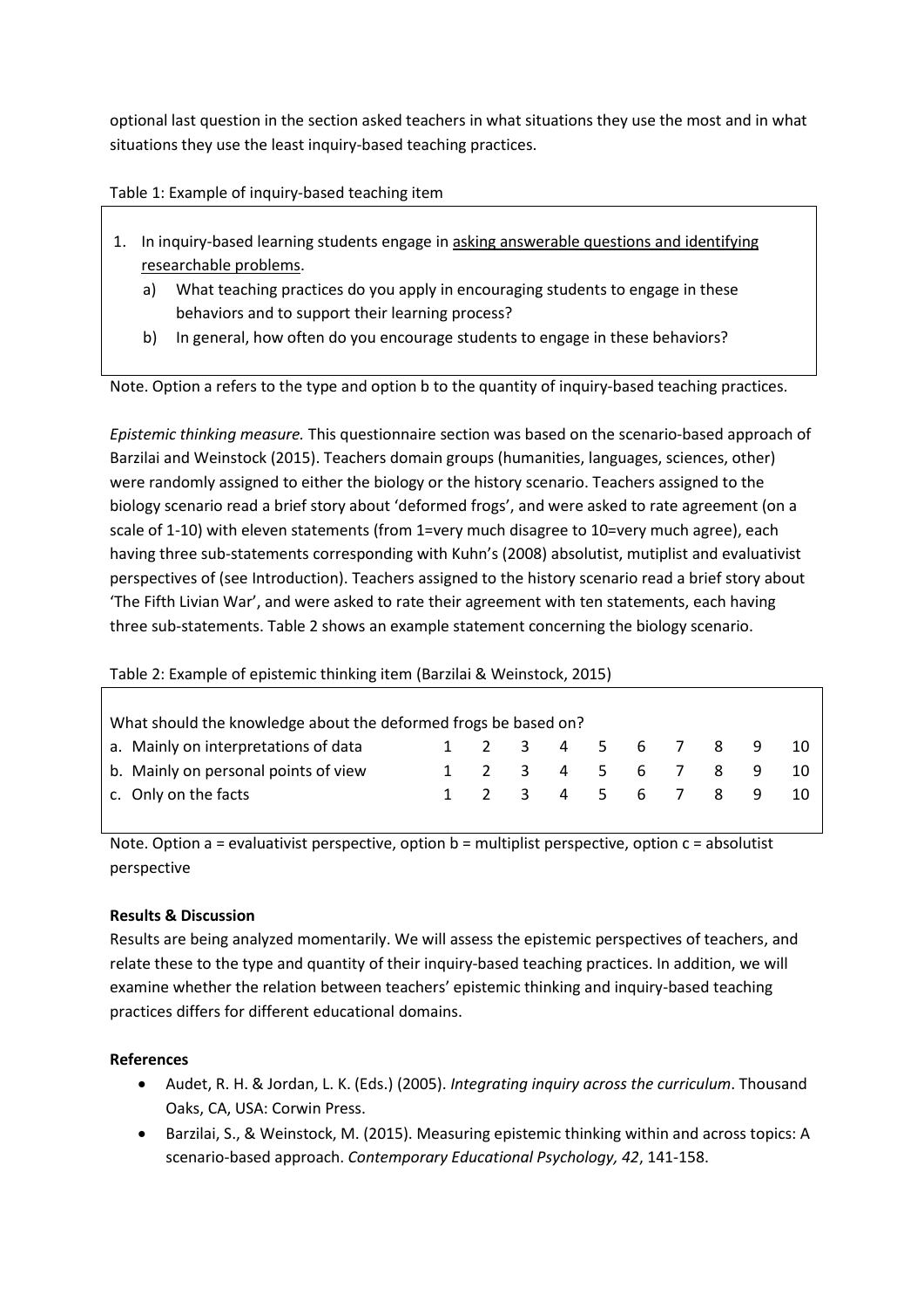optional last question in the section asked teachers in what situations they use the most and in what situations they use the least inquiry-based teaching practices.

Table 1: Example of inquiry-based teaching item

1. In inquiry-based learning students engage in asking answerable questions and identifying researchable problems.
   a) What teaching practices do you apply in encouraging students to engage in these behaviors and to support their learning process?
   b) In general, how often do you encourage students to engage in these behaviors?

Note. Option a refers to the type and option b to the quantity of inquiry-based teaching practices.

*Epistemic thinking measure.* This questionnaire section was based on the scenario-based approach of Barzilai and Weinstock (2015). Teachers domain groups (humanities, languages, sciences, other) were randomly assigned to either the biology or the history scenario. Teachers assigned to the biology scenario read a brief story about 'deformed frogs', and were asked to rate agreement (on a scale of 1-10) with eleven statements (from 1=very much disagree to 10=very much agree), each having three sub-statements corresponding with Kuhn's (2008) absolutist, mutiplist and evaluativist perspectives of (see Introduction). Teachers assigned to the history scenario read a brief story about 'The Fifth Livian War', and were asked to rate their agreement with ten statements, each having three sub-statements. Table 2 shows an example statement concerning the biology scenario.

Table 2: Example of epistemic thinking item (Barzilai & Weinstock, 2015)

| What should the knowledge about the deformed frogs be based on? | | | | | | | | | | |
|---|---|---|---|---|---|---|---|---|---|---|
| a. Mainly on interpretations of data | 1 | 2 | 3 | 4 | 5 | 6 | 7 | 8 | 9 | 10 |
| b. Mainly on personal points of view | 1 | 2 | 3 | 4 | 5 | 6 | 7 | 8 | 9 | 10 |
| c. Only on the facts | 1 | 2 | 3 | 4 | 5 | 6 | 7 | 8 | 9 | 10 |

Note. Option a = evaluativist perspective, option b = multiplist perspective, option c = absolutist perspective

**Results & Discussion**

Results are being analyzed momentarily. We will assess the epistemic perspectives of teachers, and relate these to the type and quantity of their inquiry-based teaching practices. In addition, we will examine whether the relation between teachers' epistemic thinking and inquiry-based teaching practices differs for different educational domains.

**References**

- Audet, R. H. & Jordan, L. K. (Eds.) (2005). *Integrating inquiry across the curriculum*. Thousand Oaks, CA, USA: Corwin Press.
- Barzilai, S., & Weinstock, M. (2015). Measuring epistemic thinking within and across topics: A scenario-based approach. *Contemporary Educational Psychology, 42*, 141-158.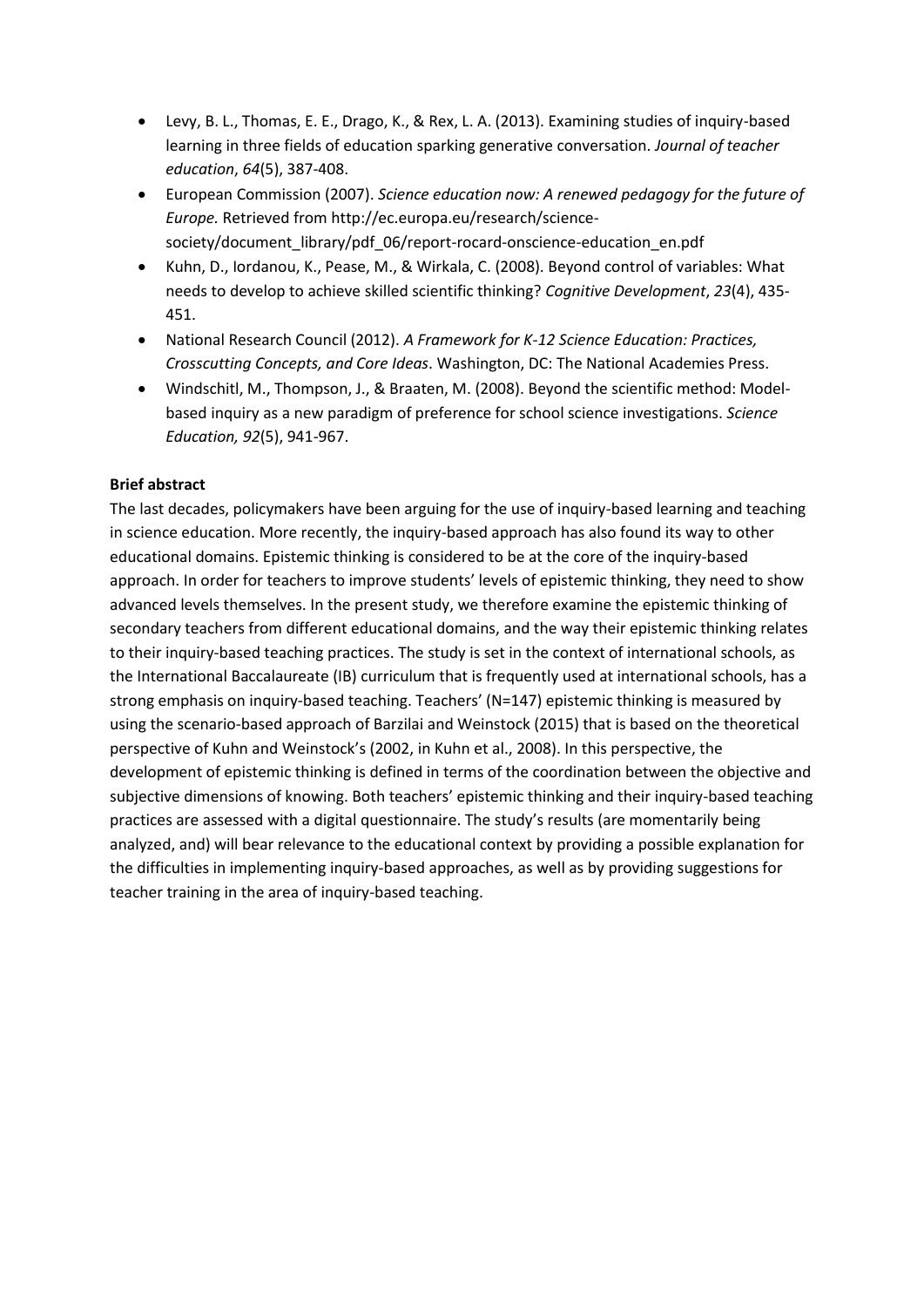- Levy, B. L., Thomas, E. E., Drago, K., & Rex, L. A. (2013). Examining studies of inquiry-based learning in three fields of education sparking generative conversation. *Journal of teacher education*, *64*(5), 387-408.
- European Commission (2007). *Science education now: A renewed pedagogy for the future of Europe.* Retrieved from http://ec.europa.eu/research/science-society/document_library/pdf_06/report-rocard-onscience-education_en.pdf
- Kuhn, D., Iordanou, K., Pease, M., & Wirkala, C. (2008). Beyond control of variables: What needs to develop to achieve skilled scientific thinking? *Cognitive Development*, *23*(4), 435-451.
- National Research Council (2012). *A Framework for K-12 Science Education: Practices, Crosscutting Concepts, and Core Ideas*. Washington, DC: The National Academies Press.
- Windschitl, M., Thompson, J., & Braaten, M. (2008). Beyond the scientific method: Model-based inquiry as a new paradigm of preference for school science investigations. *Science Education, 92*(5), 941-967.

**Brief abstract**

The last decades, policymakers have been arguing for the use of inquiry-based learning and teaching in science education. More recently, the inquiry-based approach has also found its way to other educational domains. Epistemic thinking is considered to be at the core of the inquiry-based approach. In order for teachers to improve students' levels of epistemic thinking, they need to show advanced levels themselves. In the present study, we therefore examine the epistemic thinking of secondary teachers from different educational domains, and the way their epistemic thinking relates to their inquiry-based teaching practices. The study is set in the context of international schools, as the International Baccalaureate (IB) curriculum that is frequently used at international schools, has a strong emphasis on inquiry-based teaching. Teachers' (N=147) epistemic thinking is measured by using the scenario-based approach of Barzilai and Weinstock (2015) that is based on the theoretical perspective of Kuhn and Weinstock's (2002, in Kuhn et al., 2008). In this perspective, the development of epistemic thinking is defined in terms of the coordination between the objective and subjective dimensions of knowing. Both teachers' epistemic thinking and their inquiry-based teaching practices are assessed with a digital questionnaire. The study's results (are momentarily being analyzed, and) will bear relevance to the educational context by providing a possible explanation for the difficulties in implementing inquiry-based approaches, as well as by providing suggestions for teacher training in the area of inquiry-based teaching.